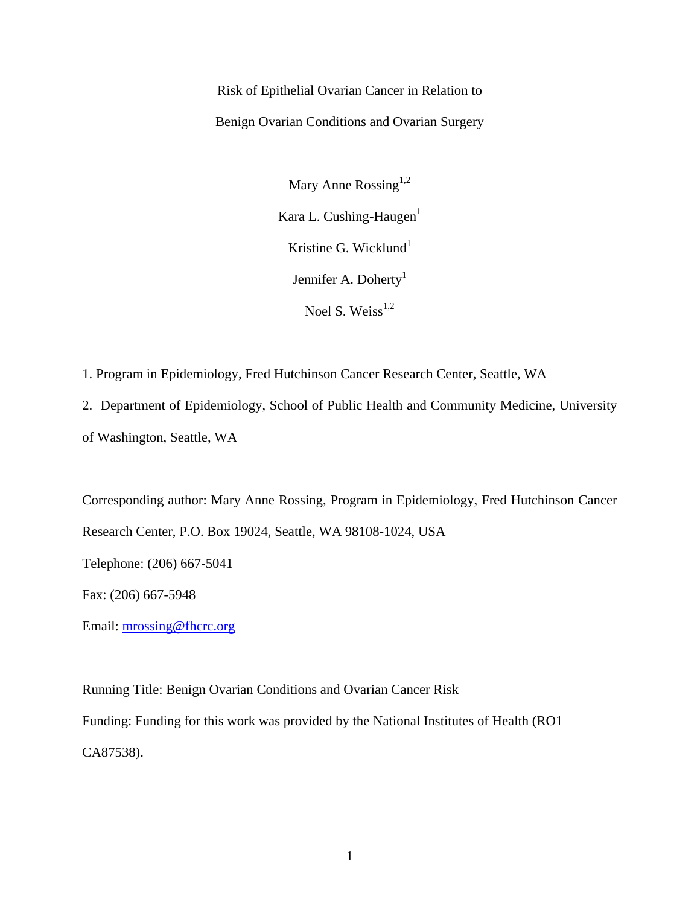# Risk of Epithelial Ovarian Cancer in Relation to Benign Ovarian Conditions and Ovarian Surgery

Mary Anne Rossing[1,2]

Kara L. Cushing-Haugen[1]

Kristine G. Wicklund[1]

Jennifer A. Doherty[1]

Noel S. Weiss[1,2]

1. Program in Epidemiology, Fred Hutchinson Cancer Research Center, Seattle, WA

2. Department of Epidemiology, School of Public Health and Community Medicine, University of Washington, Seattle, WA

Corresponding author: Mary Anne Rossing, Program in Epidemiology, Fred Hutchinson Cancer Research Center, P.O. Box 19024, Seattle, WA 98108-1024, USA

Telephone: (206) 667-5041

Fax: (206) 667-5948

Email: mrossing@fhcrc.org

Running Title: Benign Ovarian Conditions and Ovarian Cancer Risk

Funding: Funding for this work was provided by the National Institutes of Health (RO1 CA87538).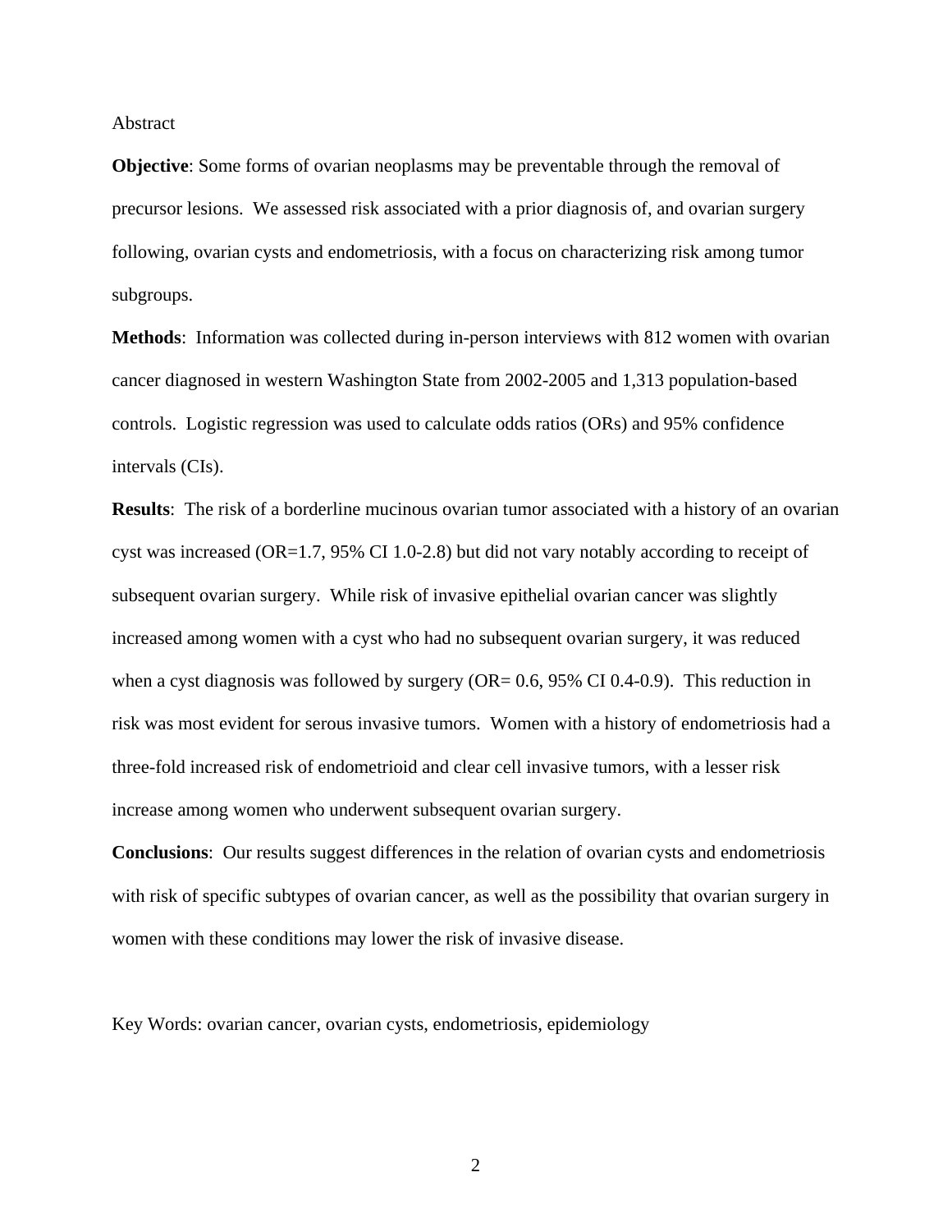Abstract

**Objective**: Some forms of ovarian neoplasms may be preventable through the removal of precursor lesions. We assessed risk associated with a prior diagnosis of, and ovarian surgery following, ovarian cysts and endometriosis, with a focus on characterizing risk among tumor subgroups.

**Methods**: Information was collected during in-person interviews with 812 women with ovarian cancer diagnosed in western Washington State from 2002-2005 and 1,313 population-based controls. Logistic regression was used to calculate odds ratios (ORs) and 95% confidence intervals (CIs).

**Results**: The risk of a borderline mucinous ovarian tumor associated with a history of an ovarian cyst was increased (OR=1.7, 95% CI 1.0-2.8) but did not vary notably according to receipt of subsequent ovarian surgery. While risk of invasive epithelial ovarian cancer was slightly increased among women with a cyst who had no subsequent ovarian surgery, it was reduced when a cyst diagnosis was followed by surgery (OR= 0.6, 95% CI 0.4-0.9). This reduction in risk was most evident for serous invasive tumors. Women with a history of endometriosis had a three-fold increased risk of endometrioid and clear cell invasive tumors, with a lesser risk increase among women who underwent subsequent ovarian surgery.

**Conclusions**: Our results suggest differences in the relation of ovarian cysts and endometriosis with risk of specific subtypes of ovarian cancer, as well as the possibility that ovarian surgery in women with these conditions may lower the risk of invasive disease.

Key Words: ovarian cancer, ovarian cysts, endometriosis, epidemiology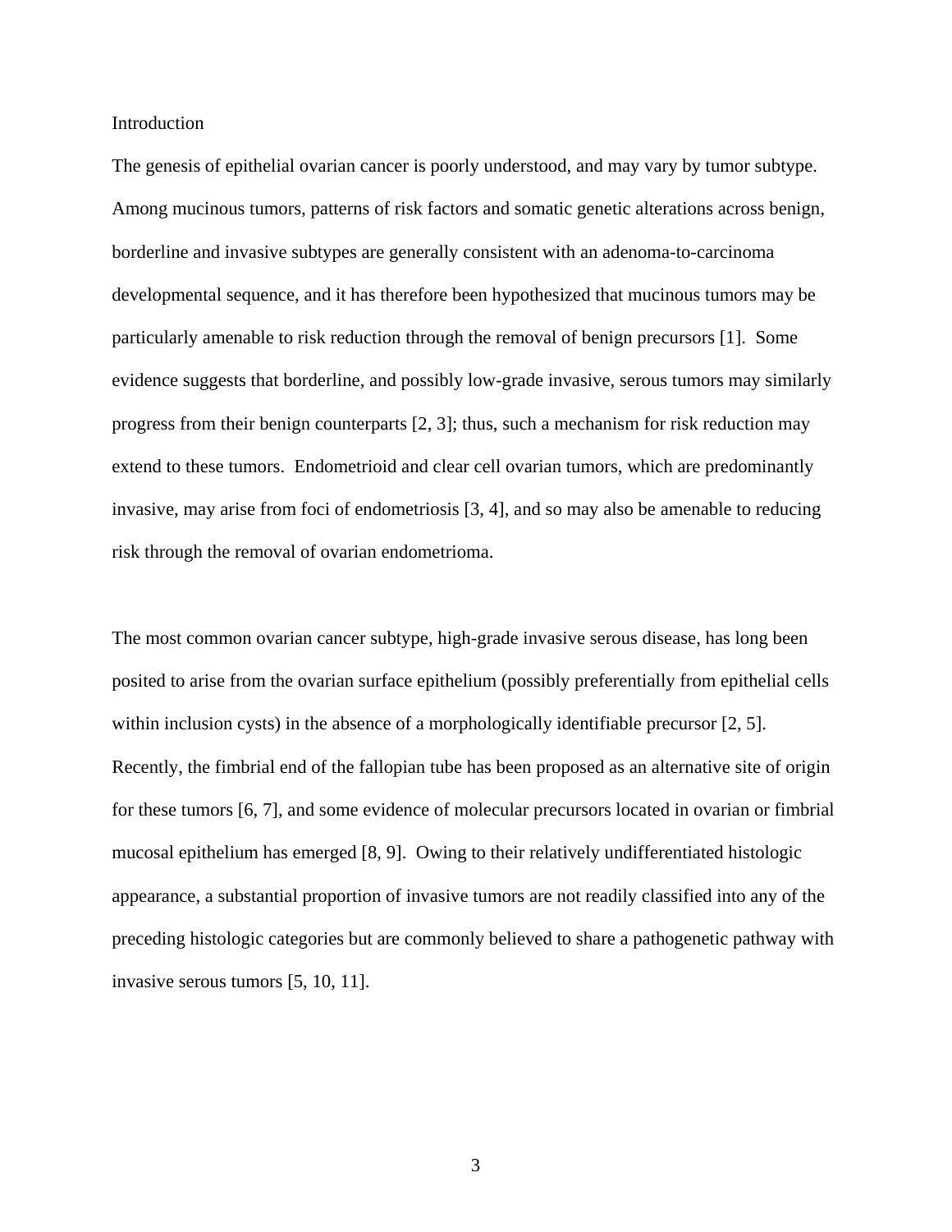## Introduction

The genesis of epithelial ovarian cancer is poorly understood, and may vary by tumor subtype. Among mucinous tumors, patterns of risk factors and somatic genetic alterations across benign, borderline and invasive subtypes are generally consistent with an adenoma-to-carcinoma developmental sequence, and it has therefore been hypothesized that mucinous tumors may be particularly amenable to risk reduction through the removal of benign precursors [1]. Some evidence suggests that borderline, and possibly low-grade invasive, serous tumors may similarly progress from their benign counterparts [2, 3]; thus, such a mechanism for risk reduction may extend to these tumors. Endometrioid and clear cell ovarian tumors, which are predominantly invasive, may arise from foci of endometriosis [3, 4], and so may also be amenable to reducing risk through the removal of ovarian endometrioma.

The most common ovarian cancer subtype, high-grade invasive serous disease, has long been posited to arise from the ovarian surface epithelium (possibly preferentially from epithelial cells within inclusion cysts) in the absence of a morphologically identifiable precursor [2, 5]. Recently, the fimbrial end of the fallopian tube has been proposed as an alternative site of origin for these tumors [6, 7], and some evidence of molecular precursors located in ovarian or fimbrial mucosal epithelium has emerged [8, 9]. Owing to their relatively undifferentiated histologic appearance, a substantial proportion of invasive tumors are not readily classified into any of the preceding histologic categories but are commonly believed to share a pathogenetic pathway with invasive serous tumors [5, 10, 11].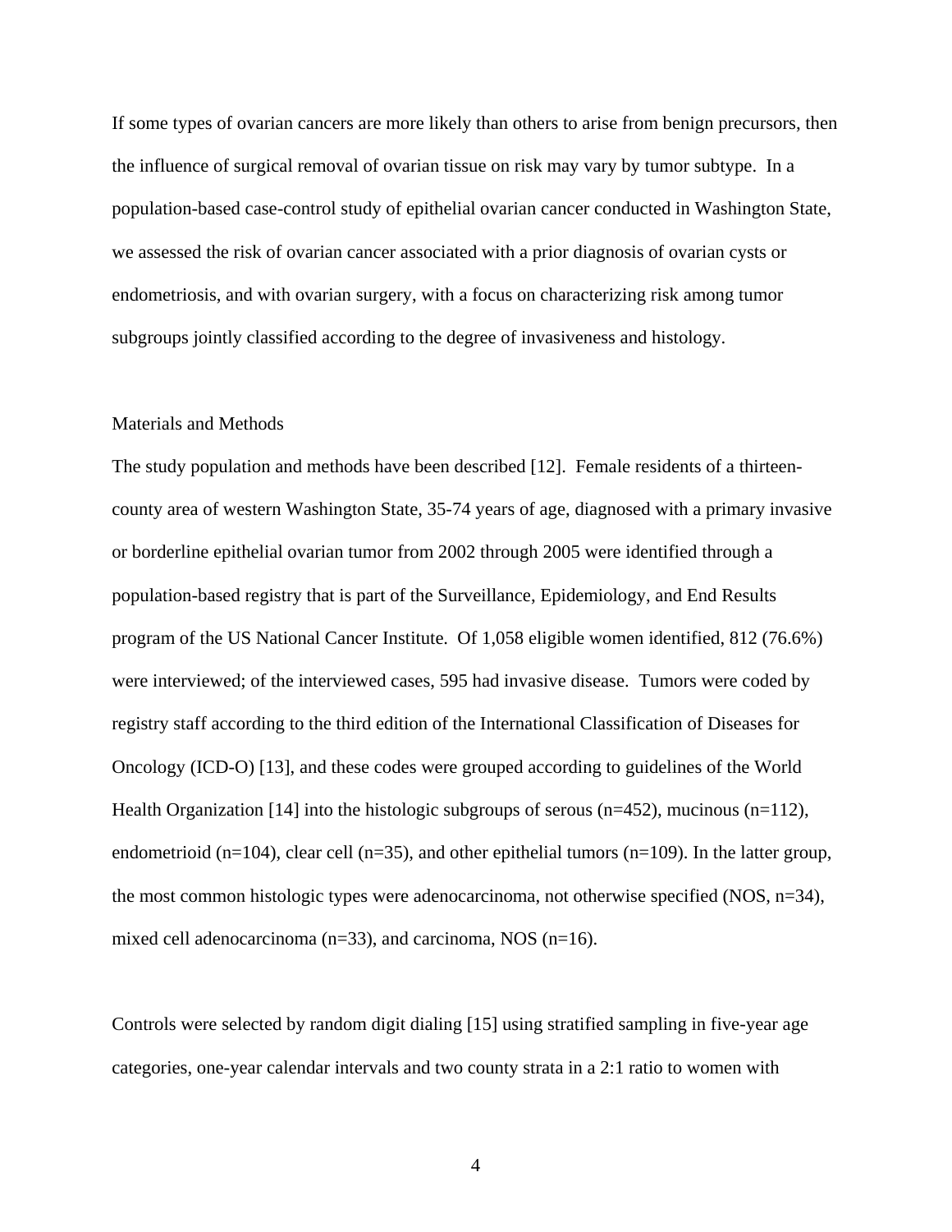If some types of ovarian cancers are more likely than others to arise from benign precursors, then the influence of surgical removal of ovarian tissue on risk may vary by tumor subtype. In a population-based case-control study of epithelial ovarian cancer conducted in Washington State, we assessed the risk of ovarian cancer associated with a prior diagnosis of ovarian cysts or endometriosis, and with ovarian surgery, with a focus on characterizing risk among tumor subgroups jointly classified according to the degree of invasiveness and histology.

## Materials and Methods

The study population and methods have been described [12]. Female residents of a thirteen-county area of western Washington State, 35-74 years of age, diagnosed with a primary invasive or borderline epithelial ovarian tumor from 2002 through 2005 were identified through a population-based registry that is part of the Surveillance, Epidemiology, and End Results program of the US National Cancer Institute. Of 1,058 eligible women identified, 812 (76.6%) were interviewed; of the interviewed cases, 595 had invasive disease. Tumors were coded by registry staff according to the third edition of the International Classification of Diseases for Oncology (ICD-O) [13], and these codes were grouped according to guidelines of the World Health Organization [14] into the histologic subgroups of serous (n=452), mucinous (n=112), endometrioid (n=104), clear cell (n=35), and other epithelial tumors (n=109). In the latter group, the most common histologic types were adenocarcinoma, not otherwise specified (NOS, n=34), mixed cell adenocarcinoma (n=33), and carcinoma, NOS (n=16).

Controls were selected by random digit dialing [15] using stratified sampling in five-year age categories, one-year calendar intervals and two county strata in a 2:1 ratio to women with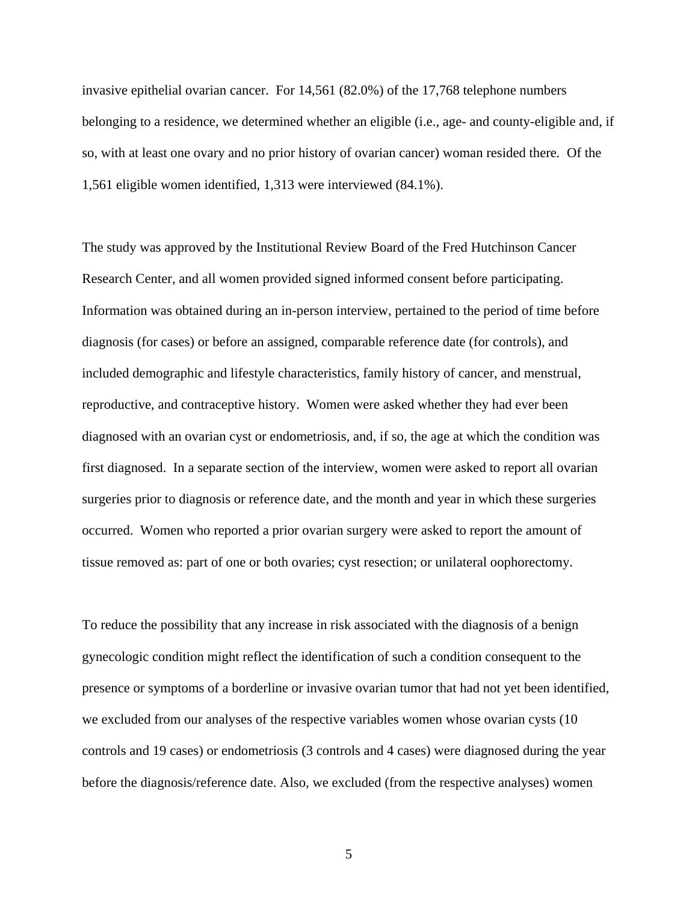invasive epithelial ovarian cancer. For 14,561 (82.0%) of the 17,768 telephone numbers belonging to a residence, we determined whether an eligible (i.e., age- and county-eligible and, if so, with at least one ovary and no prior history of ovarian cancer) woman resided there. Of the 1,561 eligible women identified, 1,313 were interviewed (84.1%).

The study was approved by the Institutional Review Board of the Fred Hutchinson Cancer Research Center, and all women provided signed informed consent before participating. Information was obtained during an in-person interview, pertained to the period of time before diagnosis (for cases) or before an assigned, comparable reference date (for controls), and included demographic and lifestyle characteristics, family history of cancer, and menstrual, reproductive, and contraceptive history. Women were asked whether they had ever been diagnosed with an ovarian cyst or endometriosis, and, if so, the age at which the condition was first diagnosed. In a separate section of the interview, women were asked to report all ovarian surgeries prior to diagnosis or reference date, and the month and year in which these surgeries occurred. Women who reported a prior ovarian surgery were asked to report the amount of tissue removed as: part of one or both ovaries; cyst resection; or unilateral oophorectomy.

To reduce the possibility that any increase in risk associated with the diagnosis of a benign gynecologic condition might reflect the identification of such a condition consequent to the presence or symptoms of a borderline or invasive ovarian tumor that had not yet been identified, we excluded from our analyses of the respective variables women whose ovarian cysts (10 controls and 19 cases) or endometriosis (3 controls and 4 cases) were diagnosed during the year before the diagnosis/reference date. Also, we excluded (from the respective analyses) women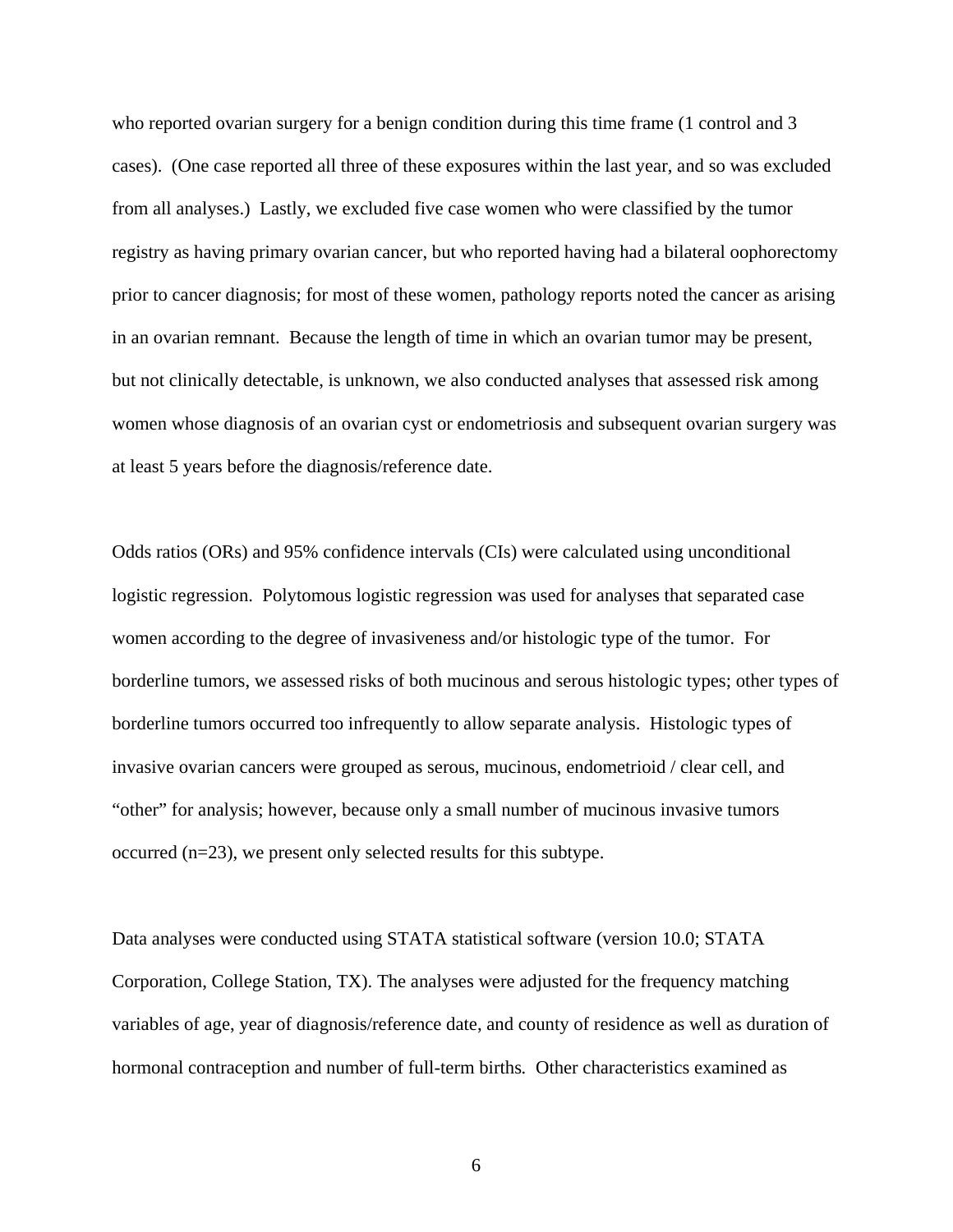who reported ovarian surgery for a benign condition during this time frame (1 control and 3 cases). (One case reported all three of these exposures within the last year, and so was excluded from all analyses.) Lastly, we excluded five case women who were classified by the tumor registry as having primary ovarian cancer, but who reported having had a bilateral oophorectomy prior to cancer diagnosis; for most of these women, pathology reports noted the cancer as arising in an ovarian remnant. Because the length of time in which an ovarian tumor may be present, but not clinically detectable, is unknown, we also conducted analyses that assessed risk among women whose diagnosis of an ovarian cyst or endometriosis and subsequent ovarian surgery was at least 5 years before the diagnosis/reference date.

Odds ratios (ORs) and 95% confidence intervals (CIs) were calculated using unconditional logistic regression. Polytomous logistic regression was used for analyses that separated case women according to the degree of invasiveness and/or histologic type of the tumor. For borderline tumors, we assessed risks of both mucinous and serous histologic types; other types of borderline tumors occurred too infrequently to allow separate analysis. Histologic types of invasive ovarian cancers were grouped as serous, mucinous, endometrioid / clear cell, and "other" for analysis; however, because only a small number of mucinous invasive tumors occurred (n=23), we present only selected results for this subtype.

Data analyses were conducted using STATA statistical software (version 10.0; STATA Corporation, College Station, TX). The analyses were adjusted for the frequency matching variables of age, year of diagnosis/reference date, and county of residence as well as duration of hormonal contraception and number of full-term births. Other characteristics examined as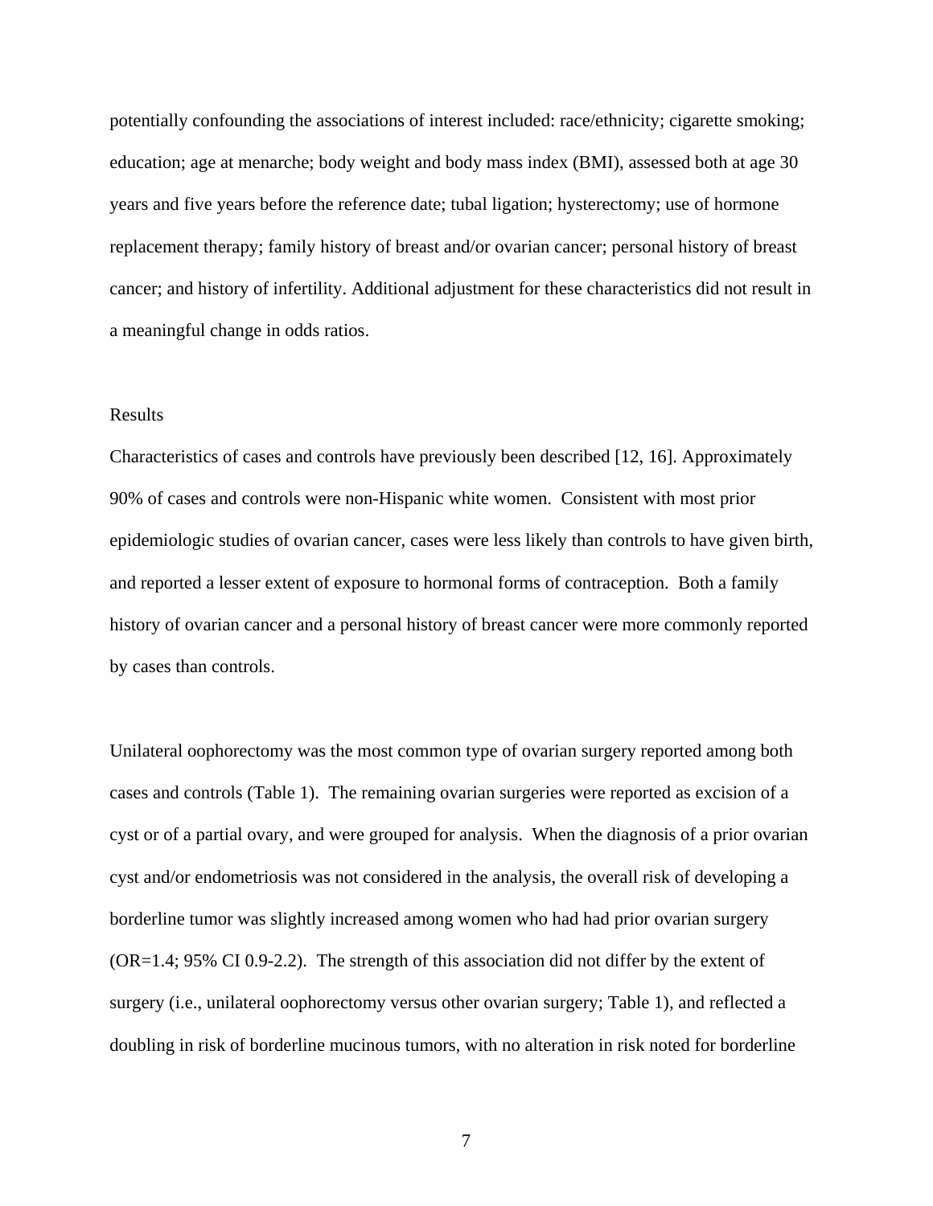potentially confounding the associations of interest included: race/ethnicity; cigarette smoking; education; age at menarche; body weight and body mass index (BMI), assessed both at age 30 years and five years before the reference date; tubal ligation; hysterectomy; use of hormone replacement therapy; family history of breast and/or ovarian cancer; personal history of breast cancer; and history of infertility. Additional adjustment for these characteristics did not result in a meaningful change in odds ratios.

## Results

Characteristics of cases and controls have previously been described [12, 16]. Approximately 90% of cases and controls were non-Hispanic white women. Consistent with most prior epidemiologic studies of ovarian cancer, cases were less likely than controls to have given birth, and reported a lesser extent of exposure to hormonal forms of contraception. Both a family history of ovarian cancer and a personal history of breast cancer were more commonly reported by cases than controls.

Unilateral oophorectomy was the most common type of ovarian surgery reported among both cases and controls (Table 1). The remaining ovarian surgeries were reported as excision of a cyst or of a partial ovary, and were grouped for analysis. When the diagnosis of a prior ovarian cyst and/or endometriosis was not considered in the analysis, the overall risk of developing a borderline tumor was slightly increased among women who had had prior ovarian surgery (OR=1.4; 95% CI 0.9-2.2). The strength of this association did not differ by the extent of surgery (i.e., unilateral oophorectomy versus other ovarian surgery; Table 1), and reflected a doubling in risk of borderline mucinous tumors, with no alteration in risk noted for borderline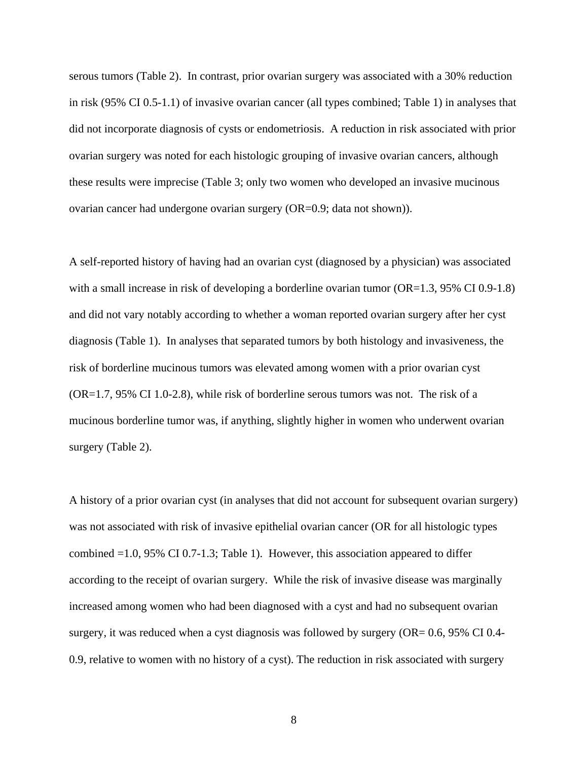serous tumors (Table 2). In contrast, prior ovarian surgery was associated with a 30% reduction in risk (95% CI 0.5-1.1) of invasive ovarian cancer (all types combined; Table 1) in analyses that did not incorporate diagnosis of cysts or endometriosis. A reduction in risk associated with prior ovarian surgery was noted for each histologic grouping of invasive ovarian cancers, although these results were imprecise (Table 3; only two women who developed an invasive mucinous ovarian cancer had undergone ovarian surgery (OR=0.9; data not shown)).

A self-reported history of having had an ovarian cyst (diagnosed by a physician) was associated with a small increase in risk of developing a borderline ovarian tumor (OR=1.3, 95% CI 0.9-1.8) and did not vary notably according to whether a woman reported ovarian surgery after her cyst diagnosis (Table 1). In analyses that separated tumors by both histology and invasiveness, the risk of borderline mucinous tumors was elevated among women with a prior ovarian cyst (OR=1.7, 95% CI 1.0-2.8), while risk of borderline serous tumors was not. The risk of a mucinous borderline tumor was, if anything, slightly higher in women who underwent ovarian surgery (Table 2).

A history of a prior ovarian cyst (in analyses that did not account for subsequent ovarian surgery) was not associated with risk of invasive epithelial ovarian cancer (OR for all histologic types combined =1.0, 95% CI 0.7-1.3; Table 1). However, this association appeared to differ according to the receipt of ovarian surgery. While the risk of invasive disease was marginally increased among women who had been diagnosed with a cyst and had no subsequent ovarian surgery, it was reduced when a cyst diagnosis was followed by surgery (OR= 0.6, 95% CI 0.4-0.9, relative to women with no history of a cyst). The reduction in risk associated with surgery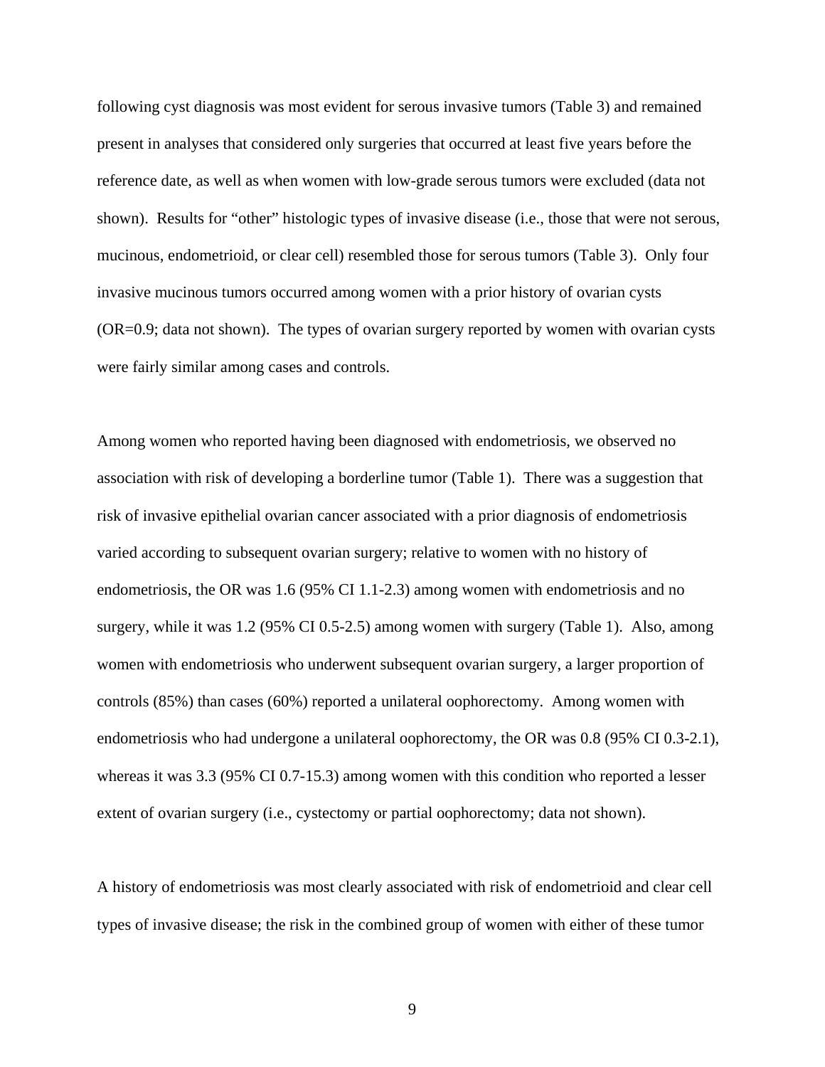following cyst diagnosis was most evident for serous invasive tumors (Table 3) and remained present in analyses that considered only surgeries that occurred at least five years before the reference date, as well as when women with low-grade serous tumors were excluded (data not shown). Results for "other" histologic types of invasive disease (i.e., those that were not serous, mucinous, endometrioid, or clear cell) resembled those for serous tumors (Table 3). Only four invasive mucinous tumors occurred among women with a prior history of ovarian cysts (OR=0.9; data not shown). The types of ovarian surgery reported by women with ovarian cysts were fairly similar among cases and controls.

Among women who reported having been diagnosed with endometriosis, we observed no association with risk of developing a borderline tumor (Table 1). There was a suggestion that risk of invasive epithelial ovarian cancer associated with a prior diagnosis of endometriosis varied according to subsequent ovarian surgery; relative to women with no history of endometriosis, the OR was 1.6 (95% CI 1.1-2.3) among women with endometriosis and no surgery, while it was 1.2 (95% CI 0.5-2.5) among women with surgery (Table 1). Also, among women with endometriosis who underwent subsequent ovarian surgery, a larger proportion of controls (85%) than cases (60%) reported a unilateral oophorectomy. Among women with endometriosis who had undergone a unilateral oophorectomy, the OR was 0.8 (95% CI 0.3-2.1), whereas it was 3.3 (95% CI 0.7-15.3) among women with this condition who reported a lesser extent of ovarian surgery (i.e., cystectomy or partial oophorectomy; data not shown).

A history of endometriosis was most clearly associated with risk of endometrioid and clear cell types of invasive disease; the risk in the combined group of women with either of these tumor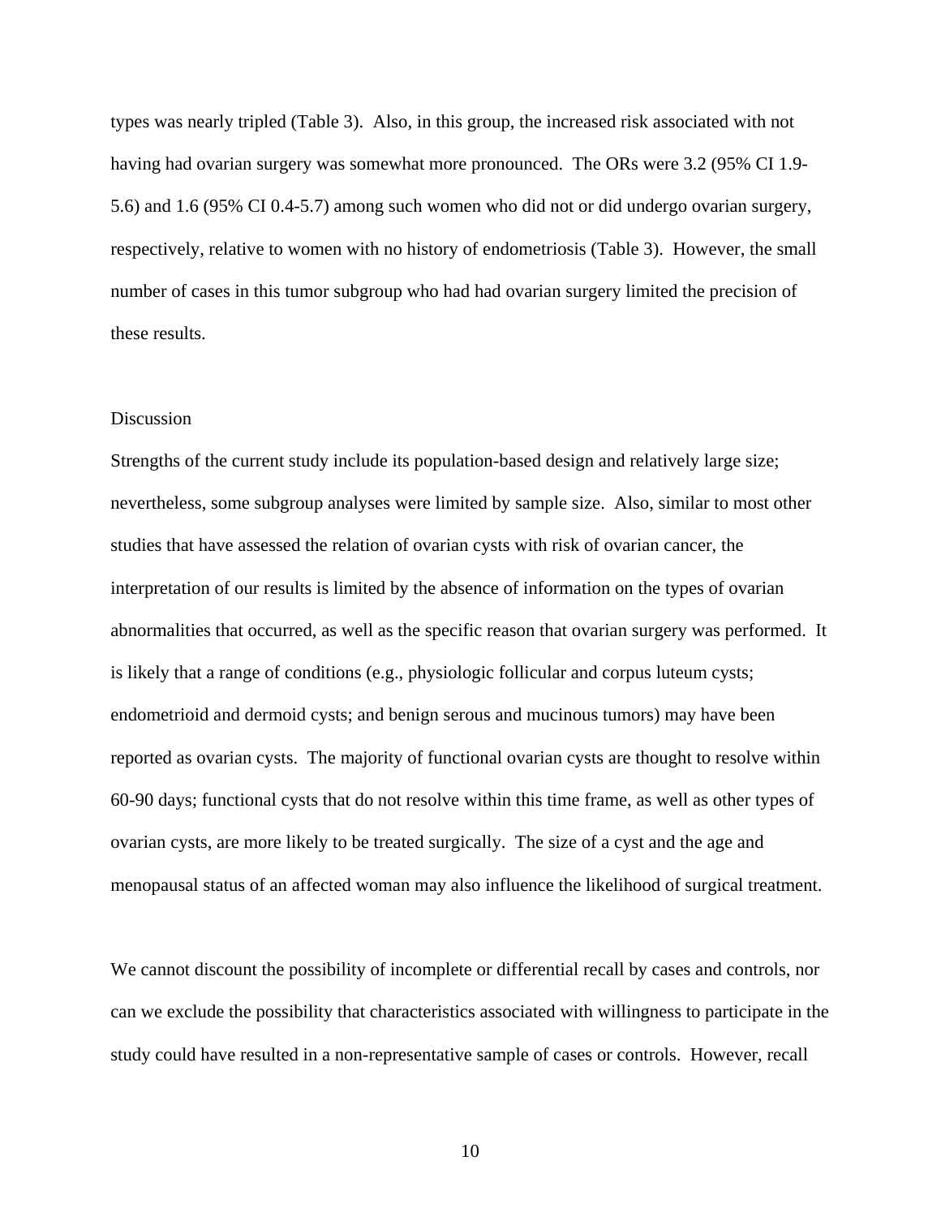types was nearly tripled (Table 3). Also, in this group, the increased risk associated with not having had ovarian surgery was somewhat more pronounced. The ORs were 3.2 (95% CI 1.9-5.6) and 1.6 (95% CI 0.4-5.7) among such women who did not or did undergo ovarian surgery, respectively, relative to women with no history of endometriosis (Table 3). However, the small number of cases in this tumor subgroup who had had ovarian surgery limited the precision of these results.

## Discussion

Strengths of the current study include its population-based design and relatively large size; nevertheless, some subgroup analyses were limited by sample size. Also, similar to most other studies that have assessed the relation of ovarian cysts with risk of ovarian cancer, the interpretation of our results is limited by the absence of information on the types of ovarian abnormalities that occurred, as well as the specific reason that ovarian surgery was performed. It is likely that a range of conditions (e.g., physiologic follicular and corpus luteum cysts; endometrioid and dermoid cysts; and benign serous and mucinous tumors) may have been reported as ovarian cysts. The majority of functional ovarian cysts are thought to resolve within 60-90 days; functional cysts that do not resolve within this time frame, as well as other types of ovarian cysts, are more likely to be treated surgically. The size of a cyst and the age and menopausal status of an affected woman may also influence the likelihood of surgical treatment.

We cannot discount the possibility of incomplete or differential recall by cases and controls, nor can we exclude the possibility that characteristics associated with willingness to participate in the study could have resulted in a non-representative sample of cases or controls. However, recall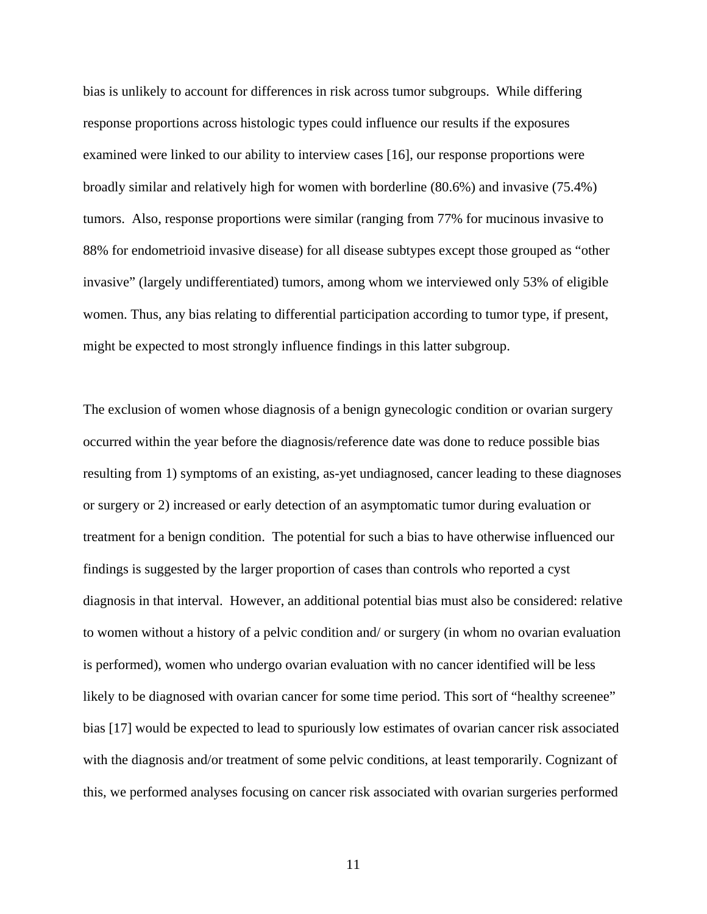bias is unlikely to account for differences in risk across tumor subgroups. While differing response proportions across histologic types could influence our results if the exposures examined were linked to our ability to interview cases [16], our response proportions were broadly similar and relatively high for women with borderline (80.6%) and invasive (75.4%) tumors. Also, response proportions were similar (ranging from 77% for mucinous invasive to 88% for endometrioid invasive disease) for all disease subtypes except those grouped as "other invasive" (largely undifferentiated) tumors, among whom we interviewed only 53% of eligible women. Thus, any bias relating to differential participation according to tumor type, if present, might be expected to most strongly influence findings in this latter subgroup.

The exclusion of women whose diagnosis of a benign gynecologic condition or ovarian surgery occurred within the year before the diagnosis/reference date was done to reduce possible bias resulting from 1) symptoms of an existing, as-yet undiagnosed, cancer leading to these diagnoses or surgery or 2) increased or early detection of an asymptomatic tumor during evaluation or treatment for a benign condition. The potential for such a bias to have otherwise influenced our findings is suggested by the larger proportion of cases than controls who reported a cyst diagnosis in that interval. However, an additional potential bias must also be considered: relative to women without a history of a pelvic condition and/ or surgery (in whom no ovarian evaluation is performed), women who undergo ovarian evaluation with no cancer identified will be less likely to be diagnosed with ovarian cancer for some time period. This sort of "healthy screenee" bias [17] would be expected to lead to spuriously low estimates of ovarian cancer risk associated with the diagnosis and/or treatment of some pelvic conditions, at least temporarily. Cognizant of this, we performed analyses focusing on cancer risk associated with ovarian surgeries performed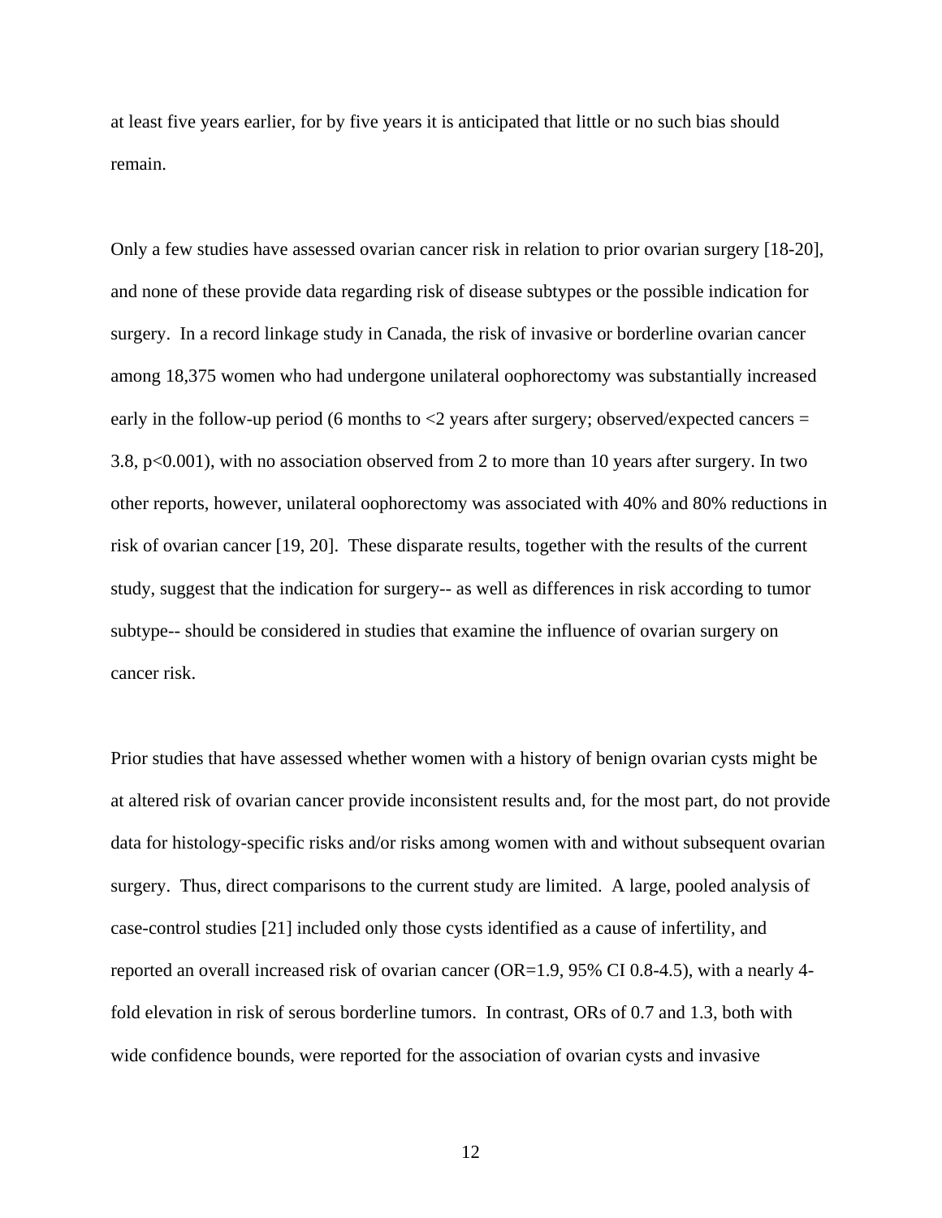at least five years earlier, for by five years it is anticipated that little or no such bias should remain.

Only a few studies have assessed ovarian cancer risk in relation to prior ovarian surgery [18-20], and none of these provide data regarding risk of disease subtypes or the possible indication for surgery. In a record linkage study in Canada, the risk of invasive or borderline ovarian cancer among 18,375 women who had undergone unilateral oophorectomy was substantially increased early in the follow-up period (6 months to <2 years after surgery; observed/expected cancers = 3.8, p<0.001), with no association observed from 2 to more than 10 years after surgery. In two other reports, however, unilateral oophorectomy was associated with 40% and 80% reductions in risk of ovarian cancer [19, 20]. These disparate results, together with the results of the current study, suggest that the indication for surgery-- as well as differences in risk according to tumor subtype-- should be considered in studies that examine the influence of ovarian surgery on cancer risk.

Prior studies that have assessed whether women with a history of benign ovarian cysts might be at altered risk of ovarian cancer provide inconsistent results and, for the most part, do not provide data for histology-specific risks and/or risks among women with and without subsequent ovarian surgery. Thus, direct comparisons to the current study are limited. A large, pooled analysis of case-control studies [21] included only those cysts identified as a cause of infertility, and reported an overall increased risk of ovarian cancer (OR=1.9, 95% CI 0.8-4.5), with a nearly 4-fold elevation in risk of serous borderline tumors. In contrast, ORs of 0.7 and 1.3, both with wide confidence bounds, were reported for the association of ovarian cysts and invasive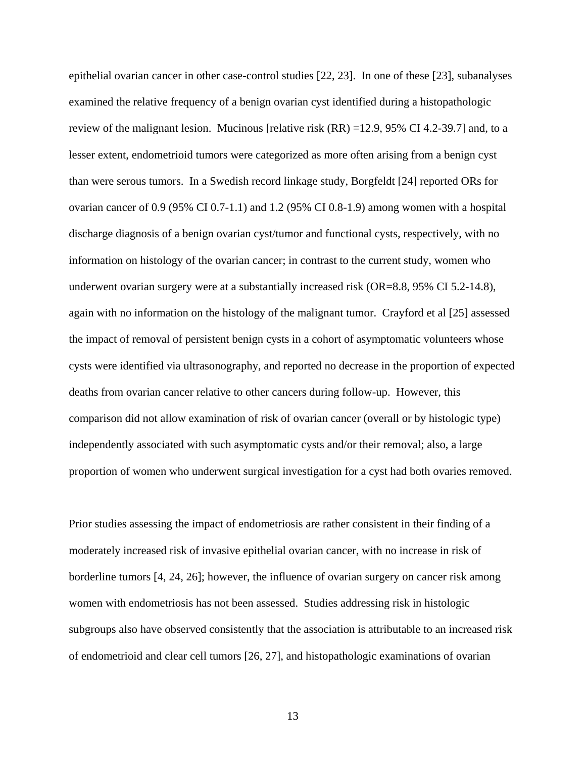epithelial ovarian cancer in other case-control studies [22, 23]. In one of these [23], subanalyses examined the relative frequency of a benign ovarian cyst identified during a histopathologic review of the malignant lesion. Mucinous [relative risk (RR) =12.9, 95% CI 4.2-39.7] and, to a lesser extent, endometrioid tumors were categorized as more often arising from a benign cyst than were serous tumors. In a Swedish record linkage study, Borgfeldt [24] reported ORs for ovarian cancer of 0.9 (95% CI 0.7-1.1) and 1.2 (95% CI 0.8-1.9) among women with a hospital discharge diagnosis of a benign ovarian cyst/tumor and functional cysts, respectively, with no information on histology of the ovarian cancer; in contrast to the current study, women who underwent ovarian surgery were at a substantially increased risk (OR=8.8, 95% CI 5.2-14.8), again with no information on the histology of the malignant tumor. Crayford et al [25] assessed the impact of removal of persistent benign cysts in a cohort of asymptomatic volunteers whose cysts were identified via ultrasonography, and reported no decrease in the proportion of expected deaths from ovarian cancer relative to other cancers during follow-up. However, this comparison did not allow examination of risk of ovarian cancer (overall or by histologic type) independently associated with such asymptomatic cysts and/or their removal; also, a large proportion of women who underwent surgical investigation for a cyst had both ovaries removed.

Prior studies assessing the impact of endometriosis are rather consistent in their finding of a moderately increased risk of invasive epithelial ovarian cancer, with no increase in risk of borderline tumors [4, 24, 26]; however, the influence of ovarian surgery on cancer risk among women with endometriosis has not been assessed. Studies addressing risk in histologic subgroups also have observed consistently that the association is attributable to an increased risk of endometrioid and clear cell tumors [26, 27], and histopathologic examinations of ovarian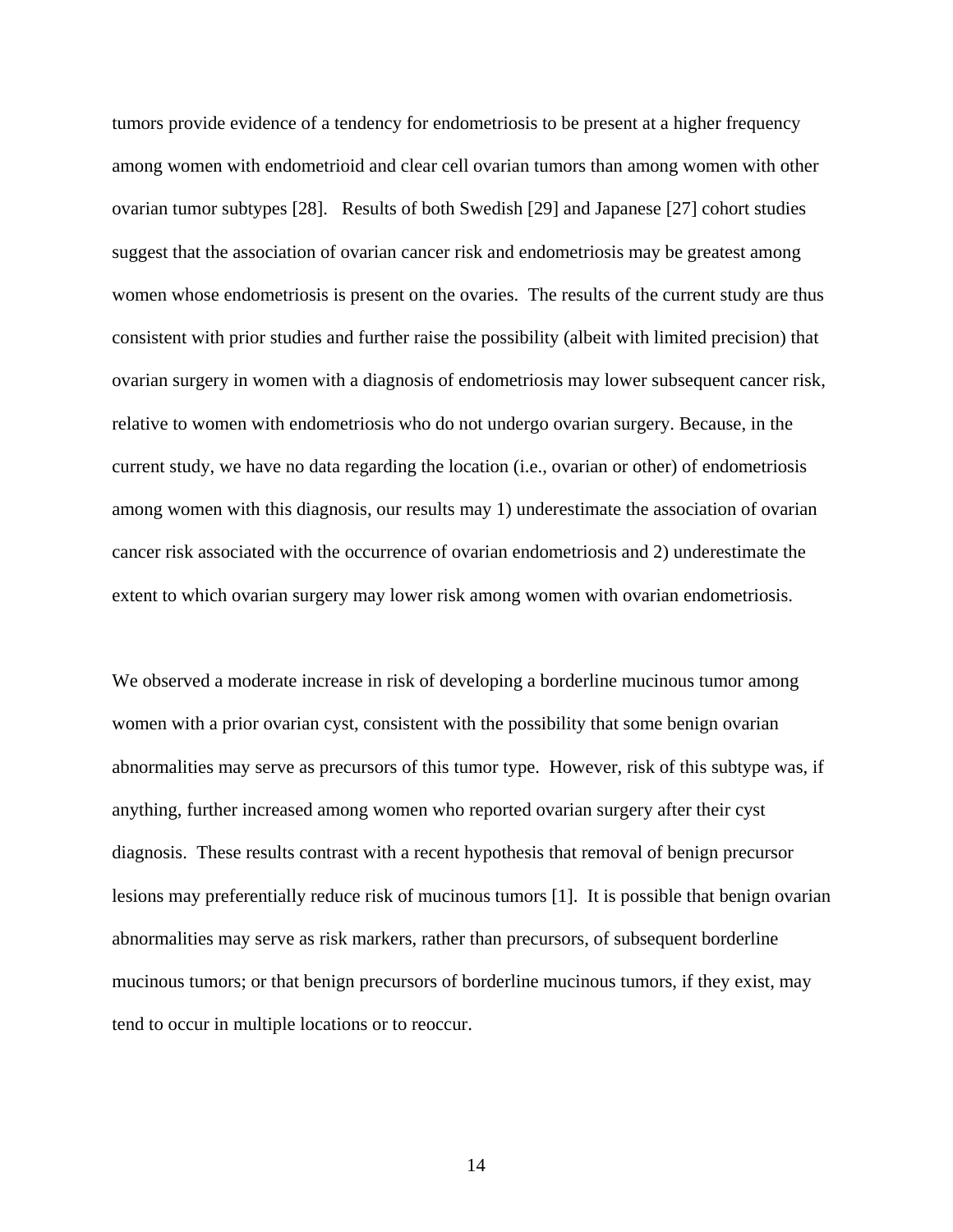tumors provide evidence of a tendency for endometriosis to be present at a higher frequency among women with endometrioid and clear cell ovarian tumors than among women with other ovarian tumor subtypes [28]. Results of both Swedish [29] and Japanese [27] cohort studies suggest that the association of ovarian cancer risk and endometriosis may be greatest among women whose endometriosis is present on the ovaries. The results of the current study are thus consistent with prior studies and further raise the possibility (albeit with limited precision) that ovarian surgery in women with a diagnosis of endometriosis may lower subsequent cancer risk, relative to women with endometriosis who do not undergo ovarian surgery. Because, in the current study, we have no data regarding the location (i.e., ovarian or other) of endometriosis among women with this diagnosis, our results may 1) underestimate the association of ovarian cancer risk associated with the occurrence of ovarian endometriosis and 2) underestimate the extent to which ovarian surgery may lower risk among women with ovarian endometriosis.

We observed a moderate increase in risk of developing a borderline mucinous tumor among women with a prior ovarian cyst, consistent with the possibility that some benign ovarian abnormalities may serve as precursors of this tumor type. However, risk of this subtype was, if anything, further increased among women who reported ovarian surgery after their cyst diagnosis. These results contrast with a recent hypothesis that removal of benign precursor lesions may preferentially reduce risk of mucinous tumors [1]. It is possible that benign ovarian abnormalities may serve as risk markers, rather than precursors, of subsequent borderline mucinous tumors; or that benign precursors of borderline mucinous tumors, if they exist, may tend to occur in multiple locations or to reoccur.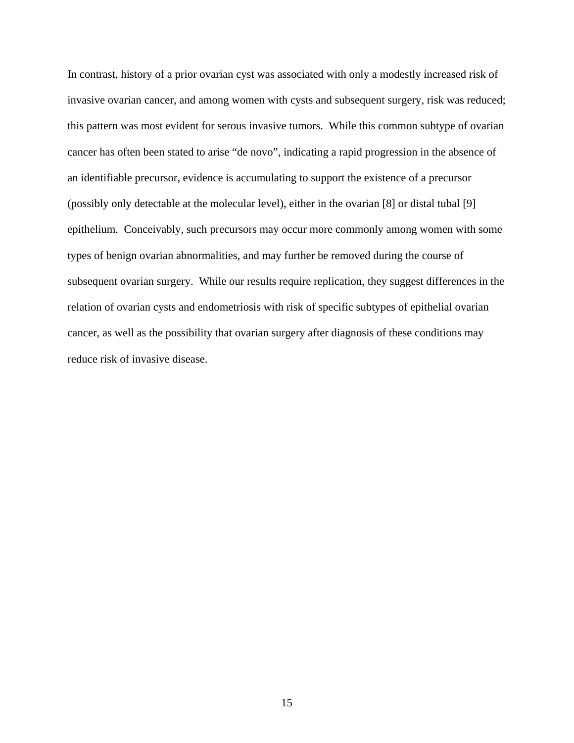In contrast, history of a prior ovarian cyst was associated with only a modestly increased risk of invasive ovarian cancer, and among women with cysts and subsequent surgery, risk was reduced; this pattern was most evident for serous invasive tumors. While this common subtype of ovarian cancer has often been stated to arise “de novo”, indicating a rapid progression in the absence of an identifiable precursor, evidence is accumulating to support the existence of a precursor (possibly only detectable at the molecular level), either in the ovarian [8] or distal tubal [9] epithelium. Conceivably, such precursors may occur more commonly among women with some types of benign ovarian abnormalities, and may further be removed during the course of subsequent ovarian surgery. While our results require replication, they suggest differences in the relation of ovarian cysts and endometriosis with risk of specific subtypes of epithelial ovarian cancer, as well as the possibility that ovarian surgery after diagnosis of these conditions may reduce risk of invasive disease.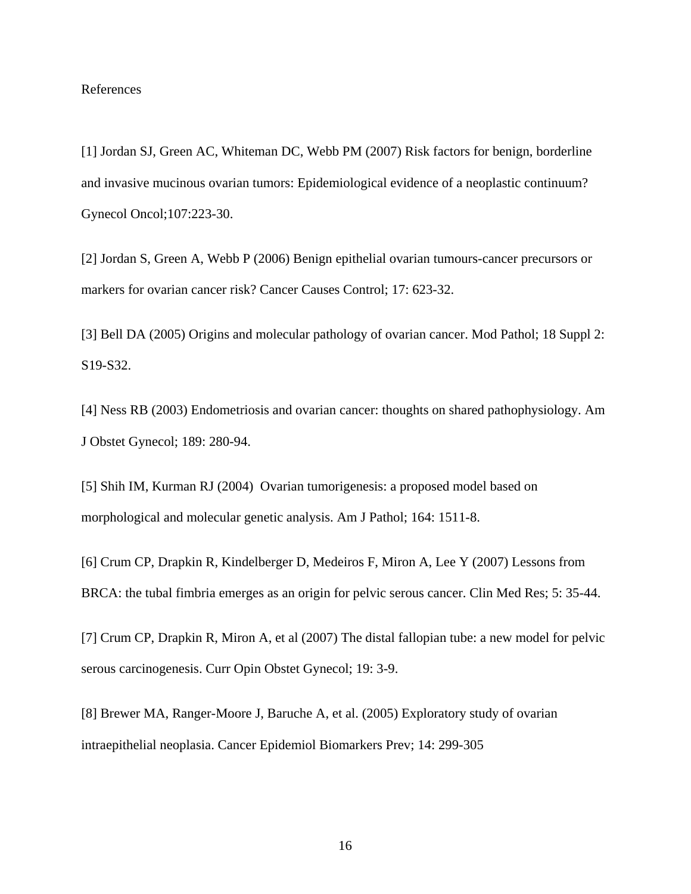References

[1] Jordan SJ, Green AC, Whiteman DC, Webb PM (2007) Risk factors for benign, borderline and invasive mucinous ovarian tumors: Epidemiological evidence of a neoplastic continuum? Gynecol Oncol;107:223-30.

[2] Jordan S, Green A, Webb P (2006) Benign epithelial ovarian tumours-cancer precursors or markers for ovarian cancer risk? Cancer Causes Control; 17: 623-32.

[3] Bell DA (2005) Origins and molecular pathology of ovarian cancer. Mod Pathol; 18 Suppl 2: S19-S32.

[4] Ness RB (2003) Endometriosis and ovarian cancer: thoughts on shared pathophysiology. Am J Obstet Gynecol; 189: 280-94.

[5] Shih IM, Kurman RJ (2004) Ovarian tumorigenesis: a proposed model based on morphological and molecular genetic analysis. Am J Pathol; 164: 1511-8.

[6] Crum CP, Drapkin R, Kindelberger D, Medeiros F, Miron A, Lee Y (2007) Lessons from BRCA: the tubal fimbria emerges as an origin for pelvic serous cancer. Clin Med Res; 5: 35-44.

[7] Crum CP, Drapkin R, Miron A, et al (2007) The distal fallopian tube: a new model for pelvic serous carcinogenesis. Curr Opin Obstet Gynecol; 19: 3-9.

[8] Brewer MA, Ranger-Moore J, Baruche A, et al. (2005) Exploratory study of ovarian intraepithelial neoplasia. Cancer Epidemiol Biomarkers Prev; 14: 299-305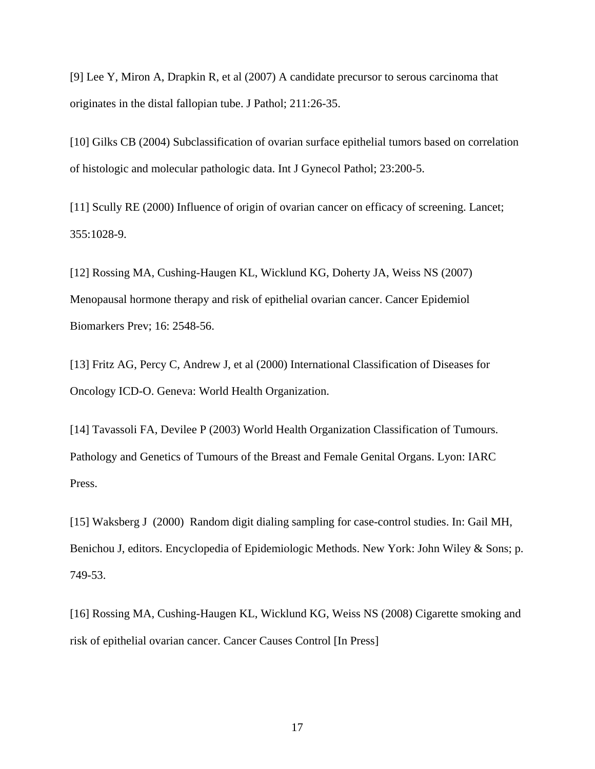[9] Lee Y, Miron A, Drapkin R, et al (2007) A candidate precursor to serous carcinoma that originates in the distal fallopian tube. J Pathol; 211:26-35.

[10] Gilks CB (2004) Subclassification of ovarian surface epithelial tumors based on correlation of histologic and molecular pathologic data. Int J Gynecol Pathol; 23:200-5.

[11] Scully RE (2000) Influence of origin of ovarian cancer on efficacy of screening. Lancet; 355:1028-9.

[12] Rossing MA, Cushing-Haugen KL, Wicklund KG, Doherty JA, Weiss NS (2007) Menopausal hormone therapy and risk of epithelial ovarian cancer. Cancer Epidemiol Biomarkers Prev; 16: 2548-56.

[13] Fritz AG, Percy C, Andrew J, et al (2000) International Classification of Diseases for Oncology ICD-O. Geneva: World Health Organization.

[14] Tavassoli FA, Devilee P (2003) World Health Organization Classification of Tumours. Pathology and Genetics of Tumours of the Breast and Female Genital Organs. Lyon: IARC Press.

[15] Waksberg J (2000) Random digit dialing sampling for case-control studies. In: Gail MH, Benichou J, editors. Encyclopedia of Epidemiologic Methods. New York: John Wiley & Sons; p. 749-53.

[16] Rossing MA, Cushing-Haugen KL, Wicklund KG, Weiss NS (2008) Cigarette smoking and risk of epithelial ovarian cancer. Cancer Causes Control [In Press]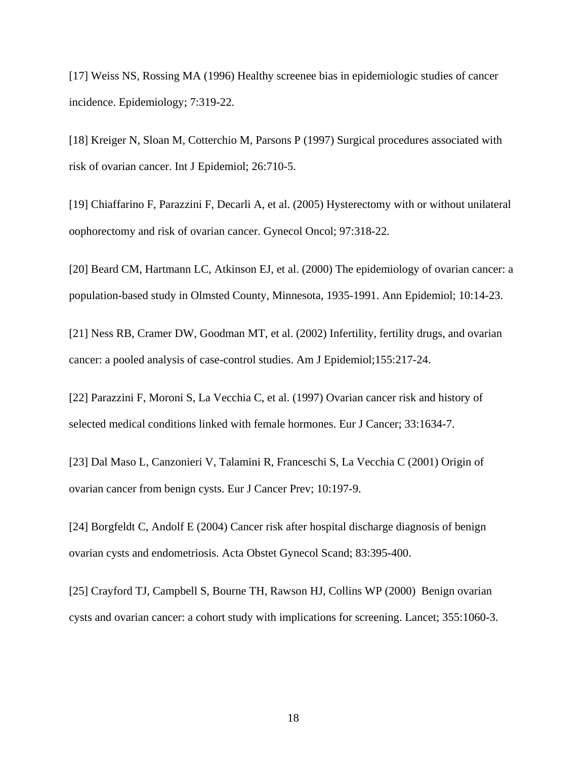[17] Weiss NS, Rossing MA (1996) Healthy screenee bias in epidemiologic studies of cancer incidence. Epidemiology; 7:319-22.

[18] Kreiger N, Sloan M, Cotterchio M, Parsons P (1997) Surgical procedures associated with risk of ovarian cancer. Int J Epidemiol; 26:710-5.

[19] Chiaffarino F, Parazzini F, Decarli A, et al. (2005) Hysterectomy with or without unilateral oophorectomy and risk of ovarian cancer. Gynecol Oncol; 97:318-22.

[20] Beard CM, Hartmann LC, Atkinson EJ, et al. (2000) The epidemiology of ovarian cancer: a population-based study in Olmsted County, Minnesota, 1935-1991. Ann Epidemiol; 10:14-23.

[21] Ness RB, Cramer DW, Goodman MT, et al. (2002) Infertility, fertility drugs, and ovarian cancer: a pooled analysis of case-control studies. Am J Epidemiol;155:217-24.

[22] Parazzini F, Moroni S, La Vecchia C, et al. (1997) Ovarian cancer risk and history of selected medical conditions linked with female hormones. Eur J Cancer; 33:1634-7.

[23] Dal Maso L, Canzonieri V, Talamini R, Franceschi S, La Vecchia C (2001) Origin of ovarian cancer from benign cysts. Eur J Cancer Prev; 10:197-9.

[24] Borgfeldt C, Andolf E (2004) Cancer risk after hospital discharge diagnosis of benign ovarian cysts and endometriosis. Acta Obstet Gynecol Scand; 83:395-400.

[25] Crayford TJ, Campbell S, Bourne TH, Rawson HJ, Collins WP (2000) Benign ovarian cysts and ovarian cancer: a cohort study with implications for screening. Lancet; 355:1060-3.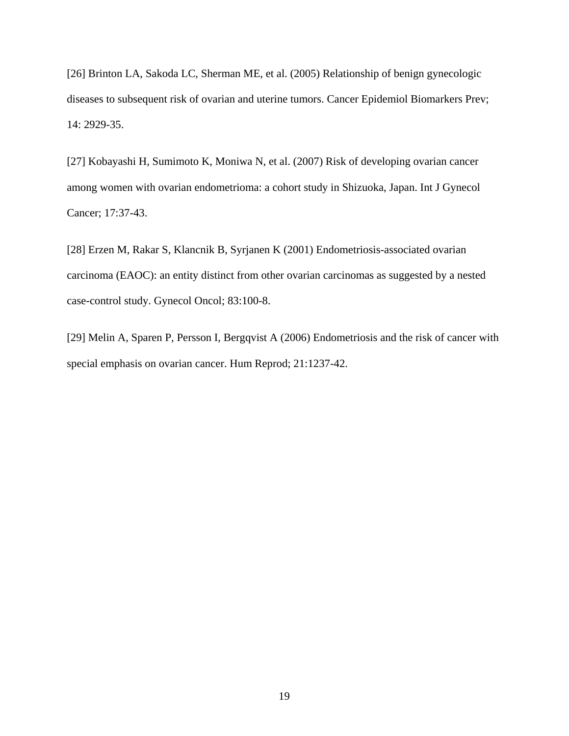[26] Brinton LA, Sakoda LC, Sherman ME, et al. (2005) Relationship of benign gynecologic diseases to subsequent risk of ovarian and uterine tumors. Cancer Epidemiol Biomarkers Prev; 14: 2929-35.

[27] Kobayashi H, Sumimoto K, Moniwa N, et al. (2007) Risk of developing ovarian cancer among women with ovarian endometrioma: a cohort study in Shizuoka, Japan. Int J Gynecol Cancer; 17:37-43.

[28] Erzen M, Rakar S, Klancnik B, Syrjanen K (2001) Endometriosis-associated ovarian carcinoma (EAOC): an entity distinct from other ovarian carcinomas as suggested by a nested case-control study. Gynecol Oncol; 83:100-8.

[29] Melin A, Sparen P, Persson I, Bergqvist A (2006) Endometriosis and the risk of cancer with special emphasis on ovarian cancer. Hum Reprod; 21:1237-42.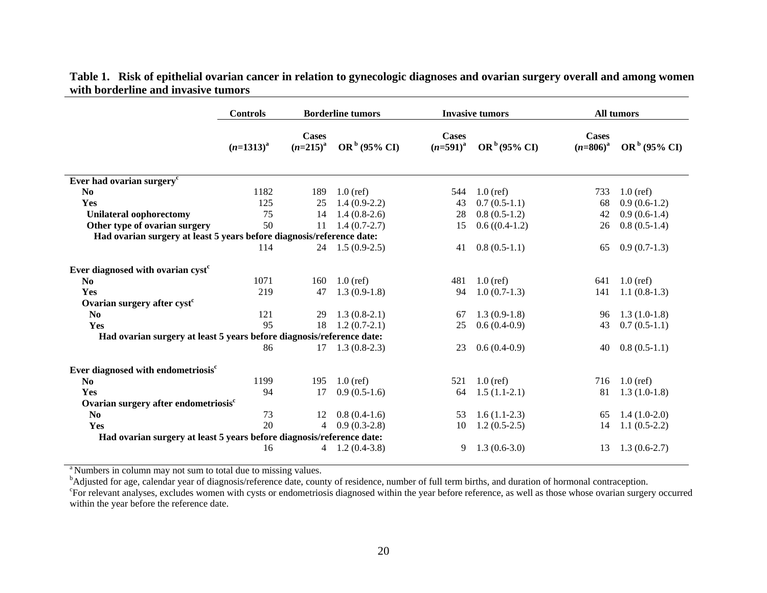**Table 1. Risk of epithelial ovarian cancer in relation to gynecologic diagnoses and ovarian surgery overall and among women with borderline and invasive tumors**

| | Controls | Borderline tumors | | Invasive tumors | | All tumors | |
|---|---|---|---|---|---|---|---|
| | ($n$=1313)[a] | Cases ($n$=215)[a] | OR[b] (95% CI) | Cases ($n$=591)[a] | OR[b] (95% CI) | Cases ($n$=806)[a] | OR[b] (95% CI) |
| **Ever had ovarian surgery[c]** | | | | | | | |
| **No** | 1182 | 189 | 1.0 (ref) | 544 | 1.0 (ref) | 733 | 1.0 (ref) |
| **Yes** | 125 | 25 | 1.4 (0.9-2.2) | 43 | 0.7 (0.5-1.1) | 68 | 0.9 (0.6-1.2) |
| **Unilateral oophorectomy** | 75 | 14 | 1.4 (0.8-2.6) | 28 | 0.8 (0.5-1.2) | 42 | 0.9 (0.6-1.4) |
| **Other type of ovarian surgery** | 50 | 11 | 1.4 (0.7-2.7) | 15 | 0.6 ((0.4-1.2) | 26 | 0.8 (0.5-1.4) |
| **Had ovarian surgery at least 5 years before diagnosis/reference date:** | | | | | | | |
| | 114 | 24 | 1.5 (0.9-2.5) | 41 | 0.8 (0.5-1.1) | 65 | 0.9 (0.7-1.3) |
| **Ever diagnosed with ovarian cyst[c]** | | | | | | | |
| **No** | 1071 | 160 | 1.0 (ref) | 481 | 1.0 (ref) | 641 | 1.0 (ref) |
| **Yes** | 219 | 47 | 1.3 (0.9-1.8) | 94 | 1.0 (0.7-1.3) | 141 | 1.1 (0.8-1.3) |
| **Ovarian surgery after cyst[c]** | | | | | | | |
| **No** | 121 | 29 | 1.3 (0.8-2.1) | 67 | 1.3 (0.9-1.8) | 96 | 1.3 (1.0-1.8) |
| **Yes** | 95 | 18 | 1.2 (0.7-2.1) | 25 | 0.6 (0.4-0.9) | 43 | 0.7 (0.5-1.1) |
| **Had ovarian surgery at least 5 years before diagnosis/reference date:** | | | | | | | |
| | 86 | 17 | 1.3 (0.8-2.3) | 23 | 0.6 (0.4-0.9) | 40 | 0.8 (0.5-1.1) |
| **Ever diagnosed with endometriosis[c]** | | | | | | | |
| **No** | 1199 | 195 | 1.0 (ref) | 521 | 1.0 (ref) | 716 | 1.0 (ref) |
| **Yes** | 94 | 17 | 0.9 (0.5-1.6) | 64 | 1.5 (1.1-2.1) | 81 | 1.3 (1.0-1.8) |
| **Ovarian surgery after endometriosis[c]** | | | | | | | |
| **No** | 73 | 12 | 0.8 (0.4-1.6) | 53 | 1.6 (1.1-2.3) | 65 | 1.4 (1.0-2.0) |
| **Yes** | 20 | 4 | 0.9 (0.3-2.8) | 10 | 1.2 (0.5-2.5) | 14 | 1.1 (0.5-2.2) |
| **Had ovarian surgery at least 5 years before diagnosis/reference date:** | | | | | | | |
| | 16 | 4 | 1.2 (0.4-3.8) | 9 | 1.3 (0.6-3.0) | 13 | 1.3 (0.6-2.7) |

[a] Numbers in column may not sum to total due to missing values.
[b] Adjusted for age, calendar year of diagnosis/reference date, county of residence, number of full term births, and duration of hormonal contraception.
[c] For relevant analyses, excludes women with cysts or endometriosis diagnosed within the year before reference, as well as those whose ovarian surgery occurred within the year before the reference date.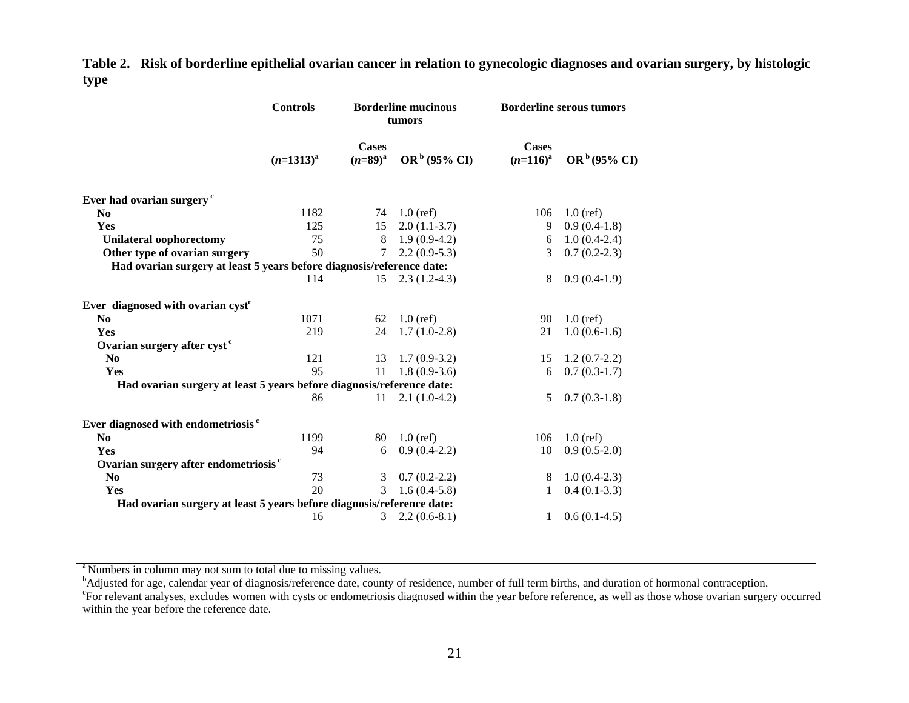**Table 2. Risk of borderline epithelial ovarian cancer in relation to gynecologic diagnoses and ovarian surgery, by histologic type**

| | Controls | Borderline mucinous tumors | | Borderline serous tumors | |
|---|---|---|---|---|---|
| | ($n$=1313)[a] | Cases ($n$=89)[a] | OR[b] (95% CI) | Cases ($n$=116)[a] | OR[b] (95% CI) |
| **Ever had ovarian surgery**[c] | | | | | |
| **No** | 1182 | 74 | 1.0 (ref) | 106 | 1.0 (ref) |
| **Yes** | 125 | 15 | 2.0 (1.1-3.7) | 9 | 0.9 (0.4-1.8) |
| **Unilateral oophorectomy** | 75 | 8 | 1.9 (0.9-4.2) | 6 | 1.0 (0.4-2.4) |
| **Other type of ovarian surgery** | 50 | 7 | 2.2 (0.9-5.3) | 3 | 0.7 (0.2-2.3) |
| **Had ovarian surgery at least 5 years before diagnosis/reference date:** | 114 | 15 | 2.3 (1.2-4.3) | 8 | 0.9 (0.4-1.9) |
| **Ever diagnosed with ovarian cyst**[c] | | | | | |
| **No** | 1071 | 62 | 1.0 (ref) | 90 | 1.0 (ref) |
| **Yes** | 219 | 24 | 1.7 (1.0-2.8) | 21 | 1.0 (0.6-1.6) |
| **Ovarian surgery after cyst**[c] | | | | | |
| **No** | 121 | 13 | 1.7 (0.9-3.2) | 15 | 1.2 (0.7-2.2) |
| **Yes** | 95 | 11 | 1.8 (0.9-3.6) | 6 | 0.7 (0.3-1.7) |
| **Had ovarian surgery at least 5 years before diagnosis/reference date:** | 86 | 11 | 2.1 (1.0-4.2) | 5 | 0.7 (0.3-1.8) |
| **Ever diagnosed with endometriosis**[c] | | | | | |
| **No** | 1199 | 80 | 1.0 (ref) | 106 | 1.0 (ref) |
| **Yes** | 94 | 6 | 0.9 (0.4-2.2) | 10 | 0.9 (0.5-2.0) |
| **Ovarian surgery after endometriosis**[c] | | | | | |
| **No** | 73 | 3 | 0.7 (0.2-2.2) | 8 | 1.0 (0.4-2.3) |
| **Yes** | 20 | 3 | 1.6 (0.4-5.8) | 1 | 0.4 (0.1-3.3) |
| **Had ovarian surgery at least 5 years before diagnosis/reference date:** | 16 | 3 | 2.2 (0.6-8.1) | 1 | 0.6 (0.1-4.5) |

[a] Numbers in column may not sum to total due to missing values.
[b] Adjusted for age, calendar year of diagnosis/reference date, county of residence, number of full term births, and duration of hormonal contraception.
[c] For relevant analyses, excludes women with cysts or endometriosis diagnosed within the year before reference, as well as those whose ovarian surgery occurred within the year before the reference date.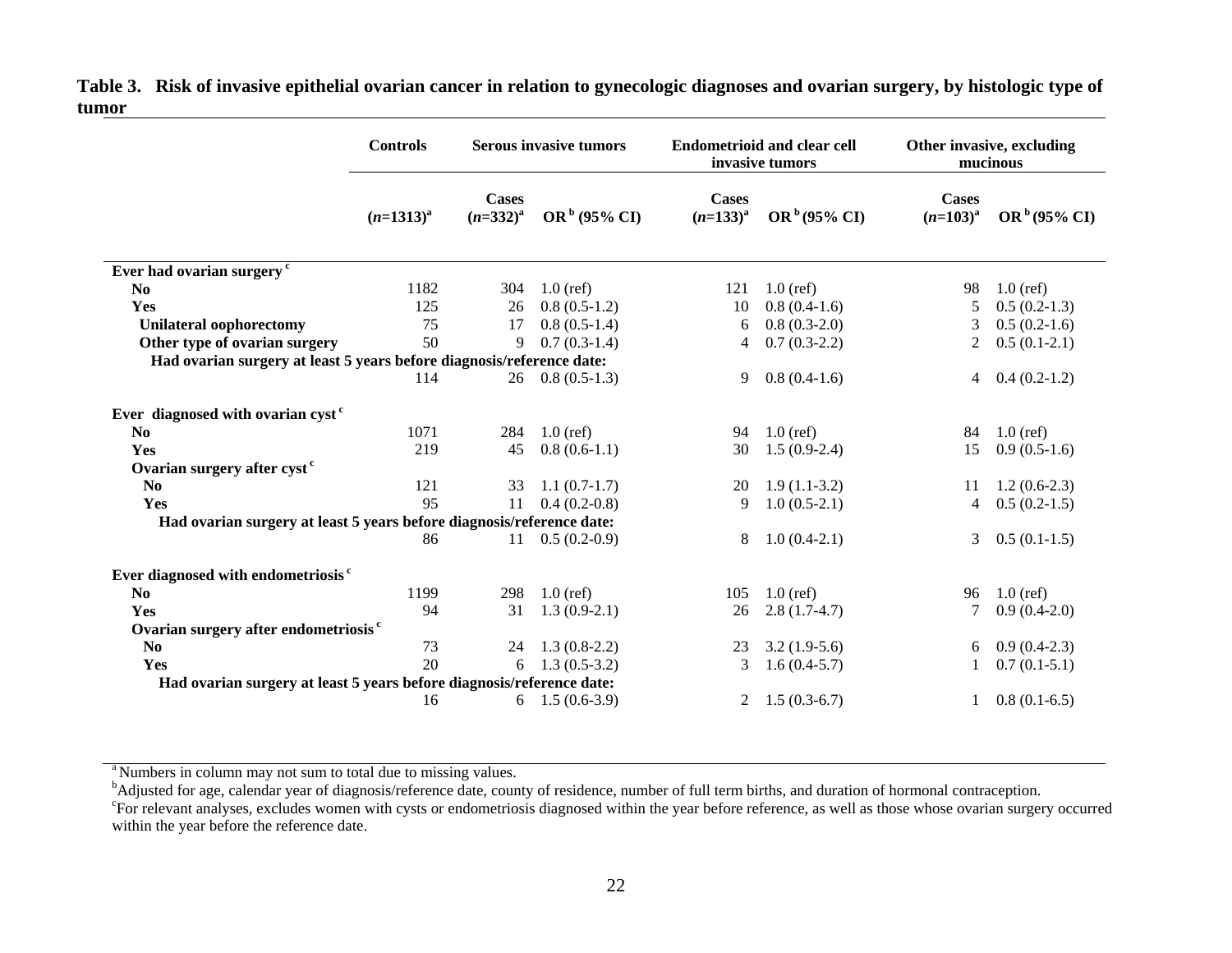**Table 3. Risk of invasive epithelial ovarian cancer in relation to gynecologic diagnoses and ovarian surgery, by histologic type of tumor**

| | Controls | Serous invasive tumors | | Endometrioid and clear cell invasive tumors | | Other invasive, excluding mucinous | |
|---|---|---|---|---|---|---|---|
| | ($n$=1313)[a] | Cases ($n$=332)[a] | OR[b] (95% CI) | Cases ($n$=133)[a] | OR[b] (95% CI) | Cases ($n$=103)[a] | OR[b] (95% CI) |
| **Ever had ovarian surgery**[c] | | | | | | | |
| **No** | 1182 | 304 | 1.0 (ref) | 121 | 1.0 (ref) | 98 | 1.0 (ref) |
| **Yes** | 125 | 26 | 0.8 (0.5-1.2) | 10 | 0.8 (0.4-1.6) | 5 | 0.5 (0.2-1.3) |
| **Unilateral oophorectomy** | 75 | 17 | 0.8 (0.5-1.4) | 6 | 0.8 (0.3-2.0) | 3 | 0.5 (0.2-1.6) |
| **Other type of ovarian surgery** | 50 | 9 | 0.7 (0.3-1.4) | 4 | 0.7 (0.3-2.2) | 2 | 0.5 (0.1-2.1) |
| **Had ovarian surgery at least 5 years before diagnosis/reference date:** | 114 | 26 | 0.8 (0.5-1.3) | 9 | 0.8 (0.4-1.6) | 4 | 0.4 (0.2-1.2) |
| **Ever diagnosed with ovarian cyst**[c] | | | | | | | |
| **No** | 1071 | 284 | 1.0 (ref) | 94 | 1.0 (ref) | 84 | 1.0 (ref) |
| **Yes** | 219 | 45 | 0.8 (0.6-1.1) | 30 | 1.5 (0.9-2.4) | 15 | 0.9 (0.5-1.6) |
| **Ovarian surgery after cyst**[c] | | | | | | | |
| **No** | 121 | 33 | 1.1 (0.7-1.7) | 20 | 1.9 (1.1-3.2) | 11 | 1.2 (0.6-2.3) |
| **Yes** | 95 | 11 | 0.4 (0.2-0.8) | 9 | 1.0 (0.5-2.1) | 4 | 0.5 (0.2-1.5) |
| **Had ovarian surgery at least 5 years before diagnosis/reference date:** | 86 | 11 | 0.5 (0.2-0.9) | 8 | 1.0 (0.4-2.1) | 3 | 0.5 (0.1-1.5) |
| **Ever diagnosed with endometriosis**[c] | | | | | | | |
| **No** | 1199 | 298 | 1.0 (ref) | 105 | 1.0 (ref) | 96 | 1.0 (ref) |
| **Yes** | 94 | 31 | 1.3 (0.9-2.1) | 26 | 2.8 (1.7-4.7) | 7 | 0.9 (0.4-2.0) |
| **Ovarian surgery after endometriosis**[c] | | | | | | | |
| **No** | 73 | 24 | 1.3 (0.8-2.2) | 23 | 3.2 (1.9-5.6) | 6 | 0.9 (0.4-2.3) |
| **Yes** | 20 | 6 | 1.3 (0.5-3.2) | 3 | 1.6 (0.4-5.7) | 1 | 0.7 (0.1-5.1) |
| **Had ovarian surgery at least 5 years before diagnosis/reference date:** | 16 | 6 | 1.5 (0.6-3.9) | 2 | 1.5 (0.3-6.7) | 1 | 0.8 (0.1-6.5) |

[a] Numbers in column may not sum to total due to missing values.
[b] Adjusted for age, calendar year of diagnosis/reference date, county of residence, number of full term births, and duration of hormonal contraception.
[c] For relevant analyses, excludes women with cysts or endometriosis diagnosed within the year before reference, as well as those whose ovarian surgery occurred within the year before the reference date.